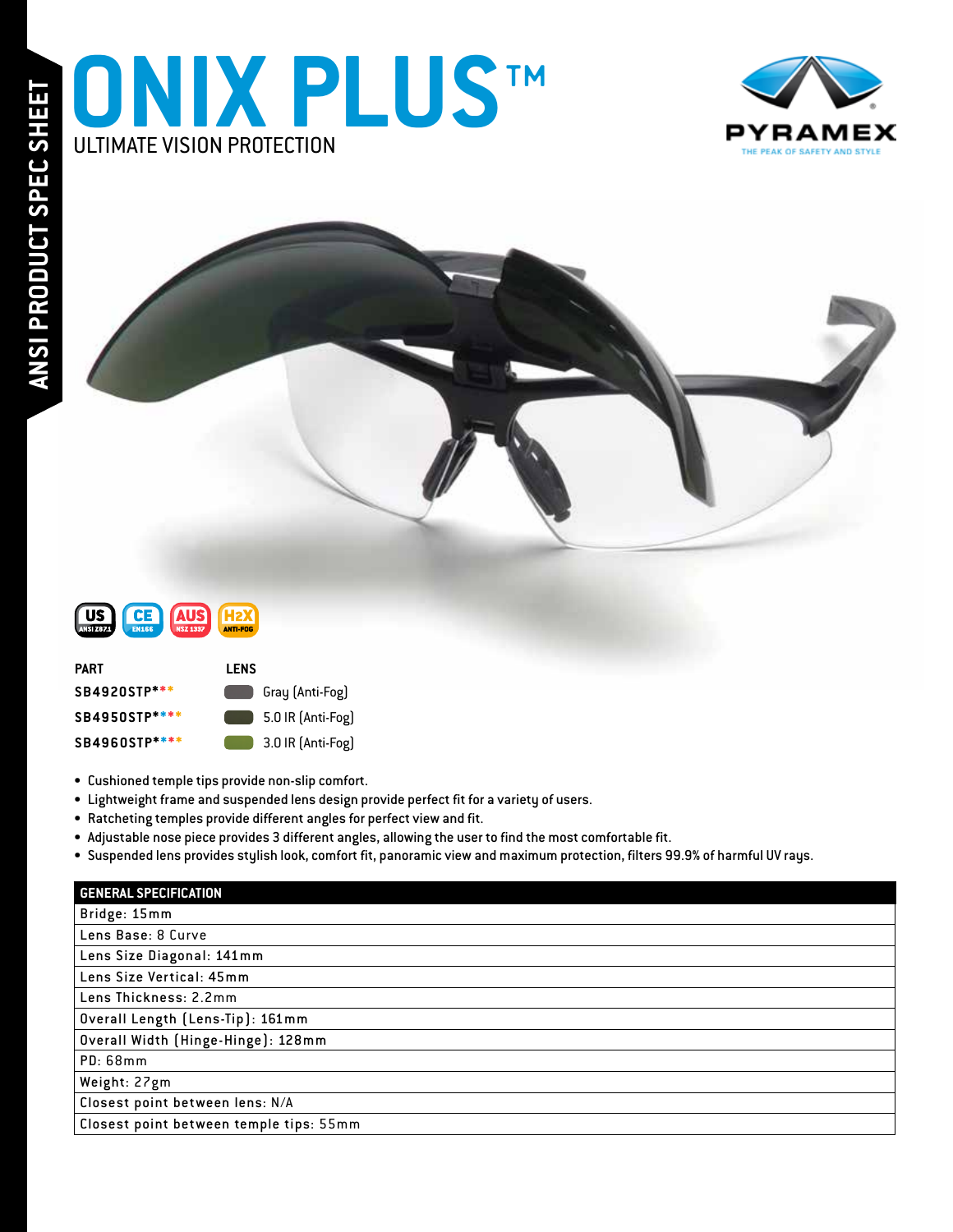ANSI PRODUCT SPEC SHEET

# ONIX PLUS™

ULTIMATE VISION PROTECTION

PYRAMEX
THE PEAK OF SAFETY AND STYLE

US ANSI Z87.1 | CE EN166 | AUS NSZ 1337 | H2X ANTI-FOG

| PART | LENS |
|---|---|
| SB4920STP*** | Gray (Anti-Fog) |
| SB4950STP**** | 5.0 IR (Anti-Fog) |
| SB4960STP**** | 3.0 IR (Anti-Fog) |

- Cushioned temple tips provide non-slip comfort.
- Lightweight frame and suspended lens design provide perfect fit for a variety of users.
- Ratcheting temples provide different angles for perfect view and fit.
- Adjustable nose piece provides 3 different angles, allowing the user to find the most comfortable fit.
- Suspended lens provides stylish look, comfort fit, panoramic view and maximum protection, filters 99.9% of harmful UV rays.

| GENERAL SPECIFICATION |
|---|
| Bridge: 15mm |
| Lens Base: 8 Curve |
| Lens Size Diagonal: 141mm |
| Lens Size Vertical: 45mm |
| Lens Thickness: 2.2mm |
| Overall Length (Lens-Tip): 161mm |
| Overall Width (Hinge-Hinge): 128mm |
| PD: 68mm |
| Weight: 27gm |
| Closest point between lens: N/A |
| Closest point between temple tips: 55mm |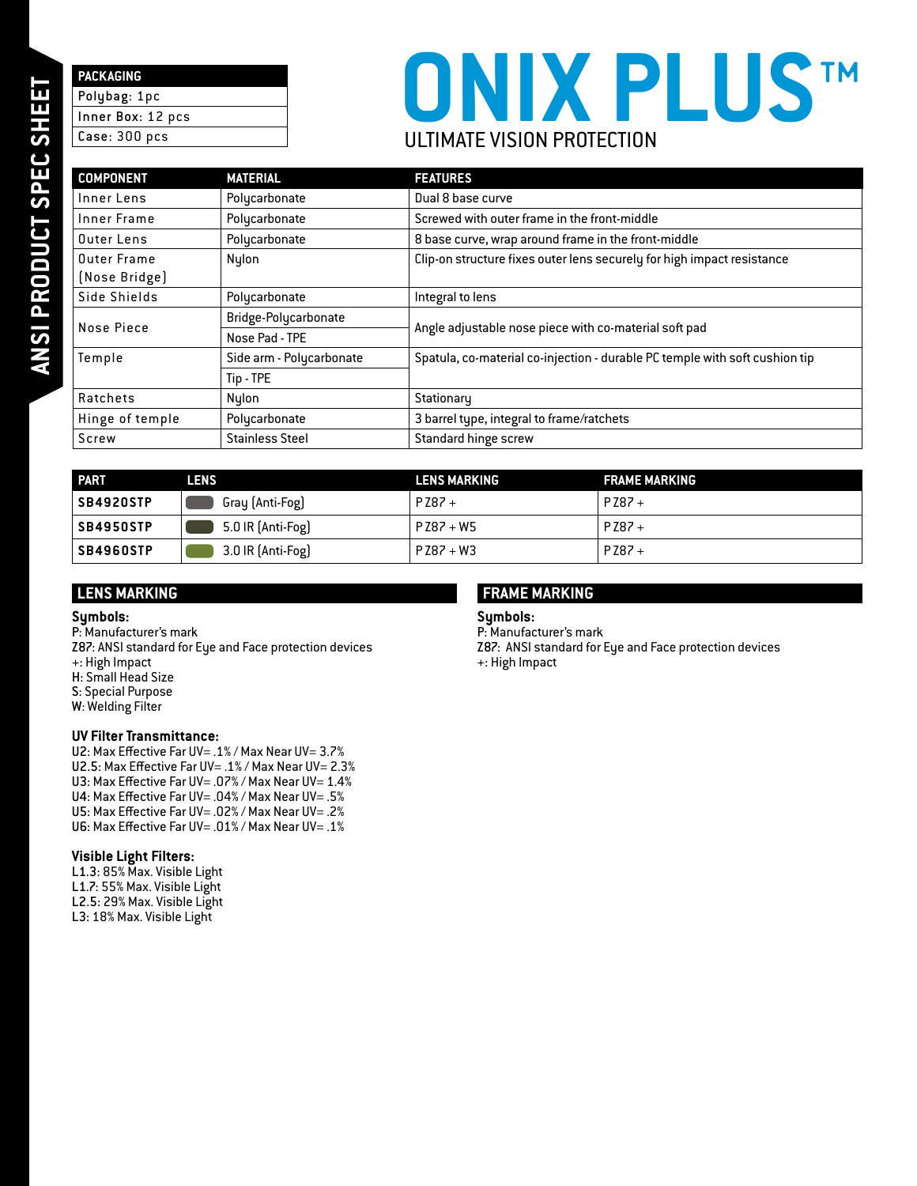ANSI PRODUCT SPEC SHEET

| PACKAGING |
|---|
| Polybag: 1pc |
| Inner Box: 12 pcs |
| Case: 300 pcs |

# ONIX PLUS™

ULTIMATE VISION PROTECTION

| COMPONENT | MATERIAL | FEATURES |
|---|---|---|
| Inner Lens | Polycarbonate | Dual 8 base curve |
| Inner Frame | Polycarbonate | Screwed with outer frame in the front-middle |
| Outer Lens | Polycarbonate | 8 base curve, wrap around frame in the front-middle |
| Outer Frame (Nose Bridge) | Nylon | Clip-on structure fixes outer lens securely for high impact resistance |
| Side Shields | Polycarbonate | Integral to lens |
| Nose Piece | Bridge-Polycarbonate | Angle adjustable nose piece with co-material soft pad |
| | Nose Pad - TPE | |
| Temple | Side arm - Polycarbonate | Spatula, co-material co-injection - durable PC temple with soft cushion tip |
| | Tip - TPE | |
| Ratchets | Nylon | Stationary |
| Hinge of temple | Polycarbonate | 3 barrel type, integral to frame/ratchets |
| Screw | Stainless Steel | Standard hinge screw |

| PART | LENS | LENS MARKING | FRAME MARKING |
|---|---|---|---|
| **SB4920STP** | Gray (Anti-Fog) | P Z87 + | P Z87 + |
| **SB4950STP** | 5.0 IR (Anti-Fog) | P Z87 + W5 | P Z87 + |
| **SB4960STP** | 3.0 IR (Anti-Fog) | P Z87 + W3 | P Z87 + |

## LENS MARKING

**Symbols:**

P: Manufacturer's mark
Z87: ANSI standard for Eye and Face protection devices
+: High Impact
H: Small Head Size
S: Special Purpose
W: Welding Filter

**UV Filter Transmittance:**

U2: Max Effective Far UV= .1% / Max Near UV= 3.7%
U2.5: Max Effective Far UV= .1% / Max Near UV= 2.3%
U3: Max Effective Far UV= .07% / Max Near UV= 1.4%
U4: Max Effective Far UV= .04% / Max Near UV= .5%
U5: Max Effective Far UV= .02% / Max Near UV= .2%
U6: Max Effective Far UV= .01% / Max Near UV= .1%

**Visible Light Filters:**

L1.3: 85% Max. Visible Light
L1.7: 55% Max. Visible Light
L2.5: 29% Max. Visible Light
L3: 18% Max. Visible Light

## FRAME MARKING

**Symbols:**

P: Manufacturer's mark
Z87: ANSI standard for Eye and Face protection devices
+: High Impact